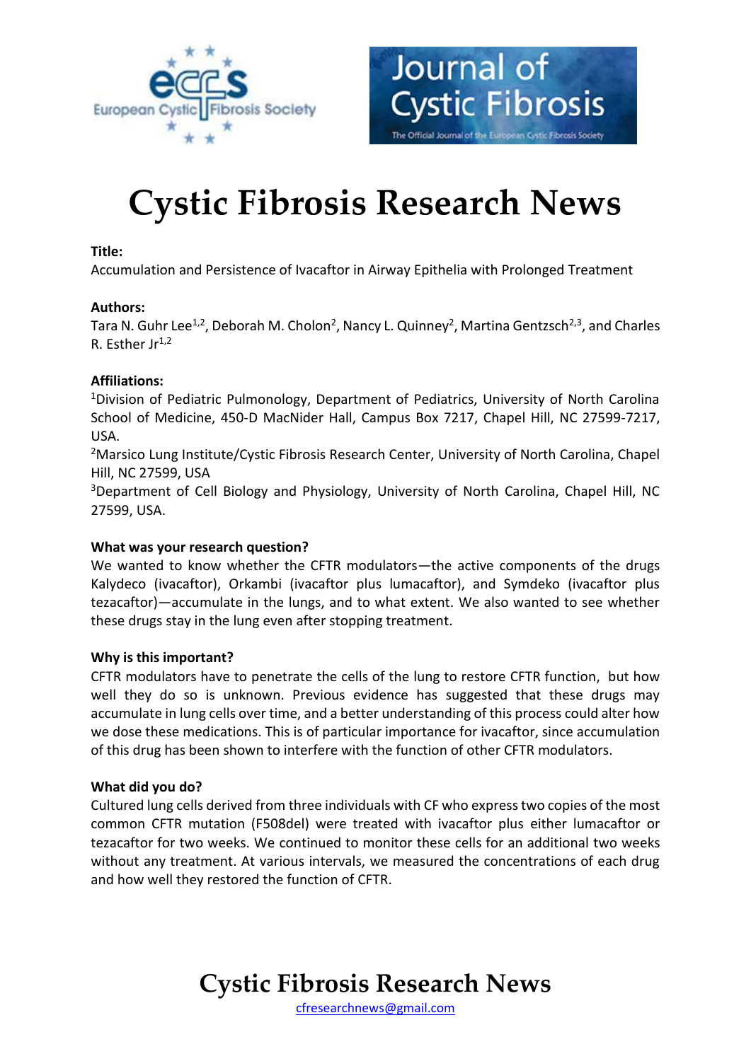# Cystic Fibrosis Research News

**Title:**

Accumulation and Persistence of Ivacaftor in Airway Epithelia with Prolonged Treatment

**Authors:**

Tara N. Guhr Lee[1,2], Deborah M. Cholon[2], Nancy L. Quinney[2], Martina Gentzsch[2,3], and Charles R. Esther Jr[1,2]

**Affiliations:**

[1]Division of Pediatric Pulmonology, Department of Pediatrics, University of North Carolina School of Medicine, 450-D MacNider Hall, Campus Box 7217, Chapel Hill, NC 27599-7217, USA.

[2]Marsico Lung Institute/Cystic Fibrosis Research Center, University of North Carolina, Chapel Hill, NC 27599, USA

[3]Department of Cell Biology and Physiology, University of North Carolina, Chapel Hill, NC 27599, USA.

**What was your research question?**

We wanted to know whether the CFTR modulators—the active components of the drugs Kalydeco (ivacaftor), Orkambi (ivacaftor plus lumacaftor), and Symdeko (ivacaftor plus tezacaftor)—accumulate in the lungs, and to what extent. We also wanted to see whether these drugs stay in the lung even after stopping treatment.

**Why is this important?**

CFTR modulators have to penetrate the cells of the lung to restore CFTR function, but how well they do so is unknown. Previous evidence has suggested that these drugs may accumulate in lung cells over time, and a better understanding of this process could alter how we dose these medications. This is of particular importance for ivacaftor, since accumulation of this drug has been shown to interfere with the function of other CFTR modulators.

**What did you do?**

Cultured lung cells derived from three individuals with CF who express two copies of the most common CFTR mutation (F508del) were treated with ivacaftor plus either lumacaftor or tezacaftor for two weeks. We continued to monitor these cells for an additional two weeks without any treatment. At various intervals, we measured the concentrations of each drug and how well they restored the function of CFTR.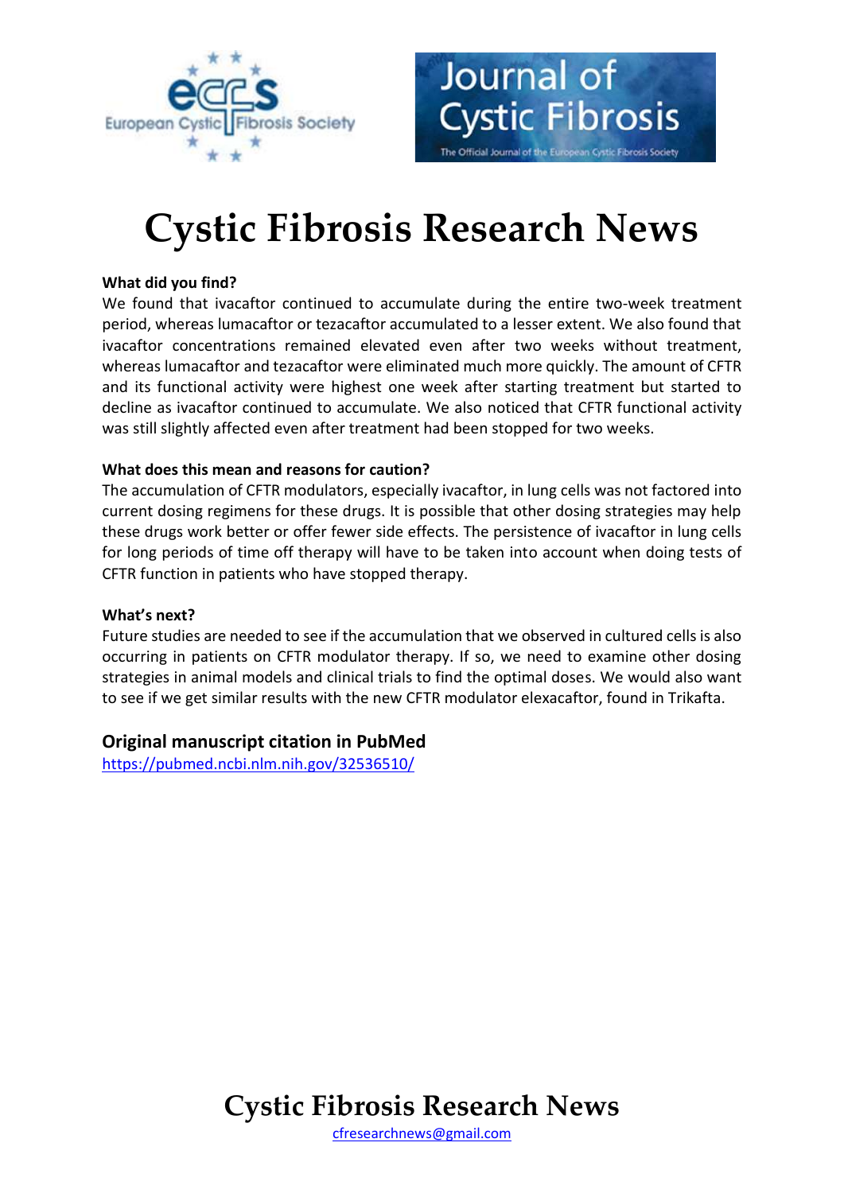# Cystic Fibrosis Research News

**What did you find?**

We found that ivacaftor continued to accumulate during the entire two-week treatment period, whereas lumacaftor or tezacaftor accumulated to a lesser extent. We also found that ivacaftor concentrations remained elevated even after two weeks without treatment, whereas lumacaftor and tezacaftor were eliminated much more quickly. The amount of CFTR and its functional activity were highest one week after starting treatment but started to decline as ivacaftor continued to accumulate. We also noticed that CFTR functional activity was still slightly affected even after treatment had been stopped for two weeks.

**What does this mean and reasons for caution?**

The accumulation of CFTR modulators, especially ivacaftor, in lung cells was not factored into current dosing regimens for these drugs. It is possible that other dosing strategies may help these drugs work better or offer fewer side effects. The persistence of ivacaftor in lung cells for long periods of time off therapy will have to be taken into account when doing tests of CFTR function in patients who have stopped therapy.

**What's next?**

Future studies are needed to see if the accumulation that we observed in cultured cells is also occurring in patients on CFTR modulator therapy. If so, we need to examine other dosing strategies in animal models and clinical trials to find the optimal doses. We would also want to see if we get similar results with the new CFTR modulator elexacaftor, found in Trikafta.

## Original manuscript citation in PubMed

https://pubmed.ncbi.nlm.nih.gov/32536510/

# Cystic Fibrosis Research News

cfresearchnews@gmail.com